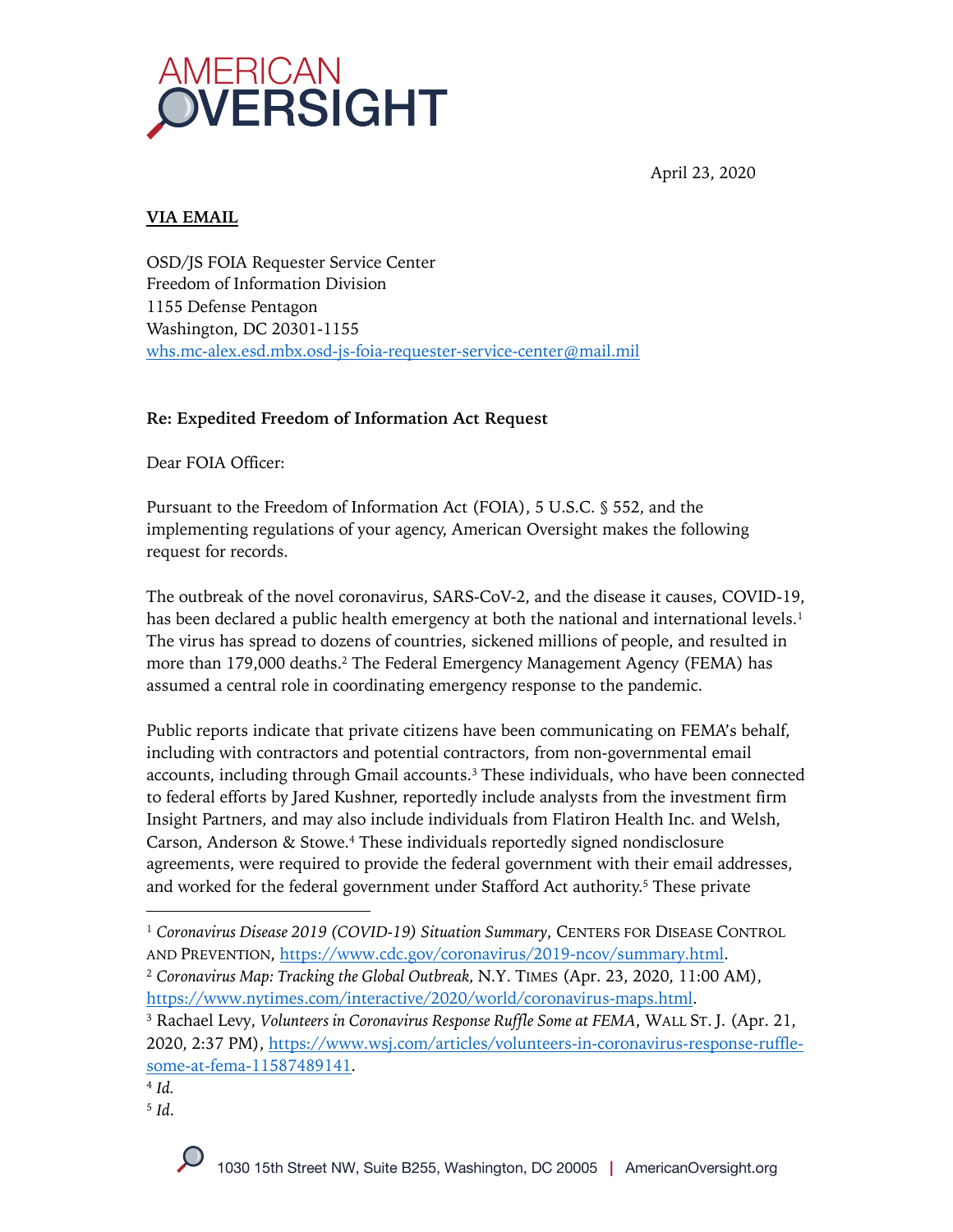AMERICAN OVERSIGHT

April 23, 2020

**VIA EMAIL**

OSD/JS FOIA Requester Service Center
Freedom of Information Division
1155 Defense Pentagon
Washington, DC 20301-1155
whs.mc-alex.esd.mbx.osd-js-foia-requester-service-center@mail.mil

**Re: Expedited Freedom of Information Act Request**

Dear FOIA Officer:

Pursuant to the Freedom of Information Act (FOIA), 5 U.S.C. § 552, and the implementing regulations of your agency, American Oversight makes the following request for records.

The outbreak of the novel coronavirus, SARS-CoV-2, and the disease it causes, COVID-19, has been declared a public health emergency at both the national and international levels.[1] The virus has spread to dozens of countries, sickened millions of people, and resulted in more than 179,000 deaths.[2] The Federal Emergency Management Agency (FEMA) has assumed a central role in coordinating emergency response to the pandemic.

Public reports indicate that private citizens have been communicating on FEMA's behalf, including with contractors and potential contractors, from non-governmental email accounts, including through Gmail accounts.[3] These individuals, who have been connected to federal efforts by Jared Kushner, reportedly include analysts from the investment firm Insight Partners, and may also include individuals from Flatiron Health Inc. and Welsh, Carson, Anderson & Stowe.[4] These individuals reportedly signed nondisclosure agreements, were required to provide the federal government with their email addresses, and worked for the federal government under Stafford Act authority.[5] These private

---

[1] *Coronavirus Disease 2019 (COVID-19) Situation Summary*, CENTERS FOR DISEASE CONTROL AND PREVENTION, https://www.cdc.gov/coronavirus/2019-ncov/summary.html.

[2] *Coronavirus Map: Tracking the Global Outbreak,* N.Y. TIMES (Apr. 23, 2020, 11:00 AM), https://www.nytimes.com/interactive/2020/world/coronavirus-maps.html.

[3] Rachael Levy, *Volunteers in Coronavirus Response Ruffle Some at FEMA*, WALL ST. J. (Apr. 21, 2020, 2:37 PM), https://www.wsj.com/articles/volunteers-in-coronavirus-response-ruffle-some-at-fema-11587489141.

[4] *Id.*

[5] *Id.*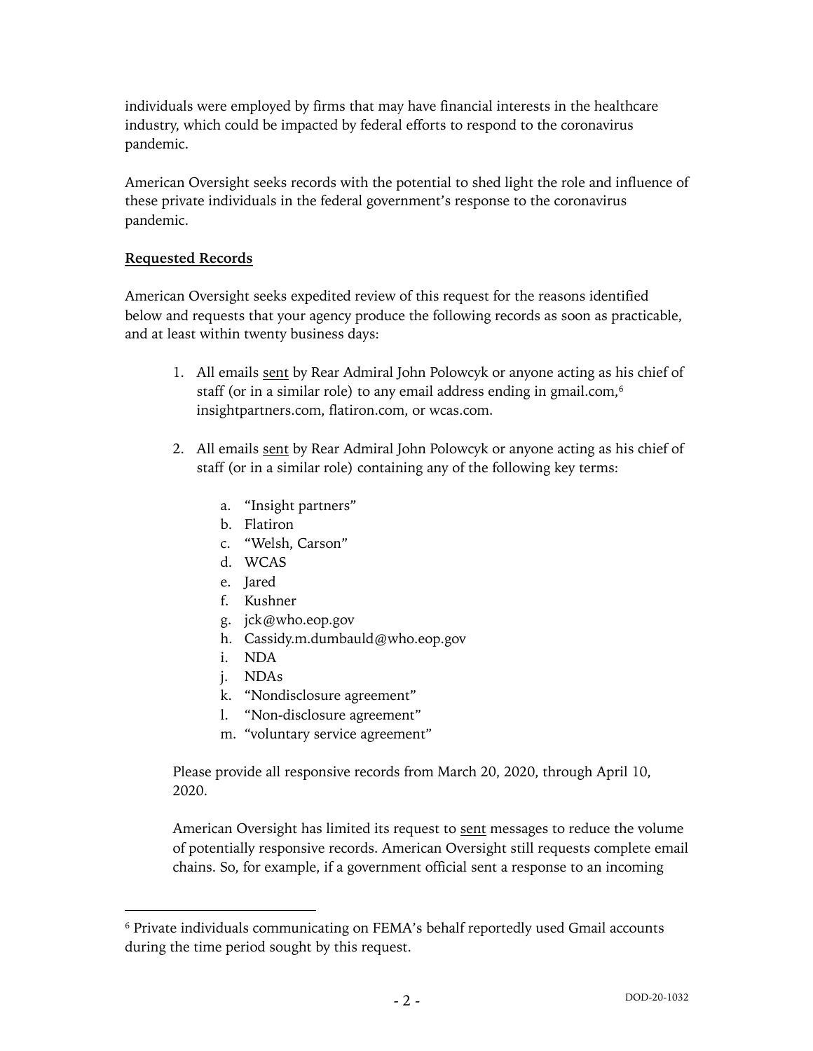individuals were employed by firms that may have financial interests in the healthcare industry, which could be impacted by federal efforts to respond to the coronavirus pandemic.

American Oversight seeks records with the potential to shed light the role and influence of these private individuals in the federal government's response to the coronavirus pandemic.

## Requested Records

American Oversight seeks expedited review of this request for the reasons identified below and requests that your agency produce the following records as soon as practicable, and at least within twenty business days:

1. All emails sent by Rear Admiral John Polowcyk or anyone acting as his chief of staff (or in a similar role) to any email address ending in gmail.com,[6] insightpartners.com, flatiron.com, or wcas.com.

2. All emails sent by Rear Admiral John Polowcyk or anyone acting as his chief of staff (or in a similar role) containing any of the following key terms:

    a. "Insight partners"
    b. Flatiron
    c. "Welsh, Carson"
    d. WCAS
    e. Jared
    f. Kushner
    g. jck@who.eop.gov
    h. Cassidy.m.dumbauld@who.eop.gov
    i. NDA
    j. NDAs
    k. "Nondisclosure agreement"
    l. "Non-disclosure agreement"
    m. "voluntary service agreement"

Please provide all responsive records from March 20, 2020, through April 10, 2020.

American Oversight has limited its request to sent messages to reduce the volume of potentially responsive records. American Oversight still requests complete email chains. So, for example, if a government official sent a response to an incoming

[6] Private individuals communicating on FEMA's behalf reportedly used Gmail accounts during the time period sought by this request.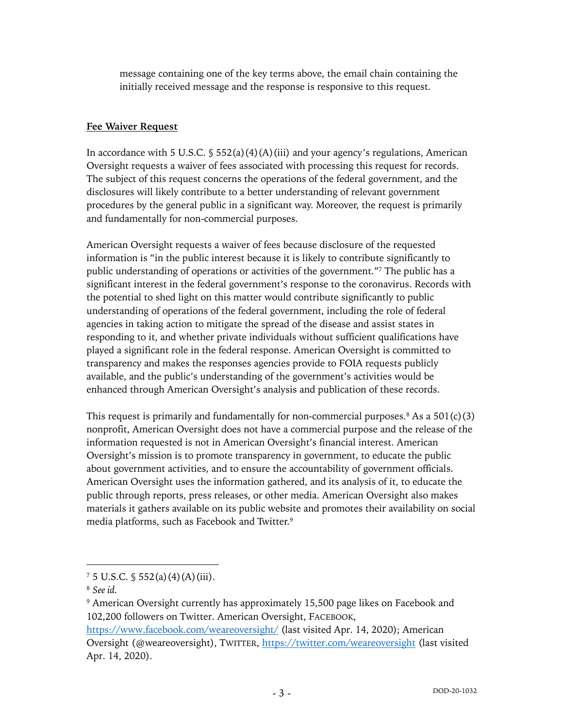message containing one of the key terms above, the email chain containing the initially received message and the response is responsive to this request.

## Fee Waiver Request

In accordance with 5 U.S.C. § 552(a)(4)(A)(iii) and your agency's regulations, American Oversight requests a waiver of fees associated with processing this request for records. The subject of this request concerns the operations of the federal government, and the disclosures will likely contribute to a better understanding of relevant government procedures by the general public in a significant way. Moreover, the request is primarily and fundamentally for non-commercial purposes.

American Oversight requests a waiver of fees because disclosure of the requested information is "in the public interest because it is likely to contribute significantly to public understanding of operations or activities of the government."[7] The public has a significant interest in the federal government's response to the coronavirus. Records with the potential to shed light on this matter would contribute significantly to public understanding of operations of the federal government, including the role of federal agencies in taking action to mitigate the spread of the disease and assist states in responding to it, and whether private individuals without sufficient qualifications have played a significant role in the federal response. American Oversight is committed to transparency and makes the responses agencies provide to FOIA requests publicly available, and the public's understanding of the government's activities would be enhanced through American Oversight's analysis and publication of these records.

This request is primarily and fundamentally for non-commercial purposes.[8] As a 501(c)(3) nonprofit, American Oversight does not have a commercial purpose and the release of the information requested is not in American Oversight's financial interest. American Oversight's mission is to promote transparency in government, to educate the public about government activities, and to ensure the accountability of government officials. American Oversight uses the information gathered, and its analysis of it, to educate the public through reports, press releases, or other media. American Oversight also makes materials it gathers available on its public website and promotes their availability on social media platforms, such as Facebook and Twitter.[9]

---

[7] 5 U.S.C. § 552(a)(4)(A)(iii).

[8] *See id.*

[9] American Oversight currently has approximately 15,500 page likes on Facebook and 102,200 followers on Twitter. American Oversight, FACEBOOK, https://www.facebook.com/weareoversight/ (last visited Apr. 14, 2020); American Oversight (@weareoversight), TWITTER, https://twitter.com/weareoversight (last visited Apr. 14, 2020).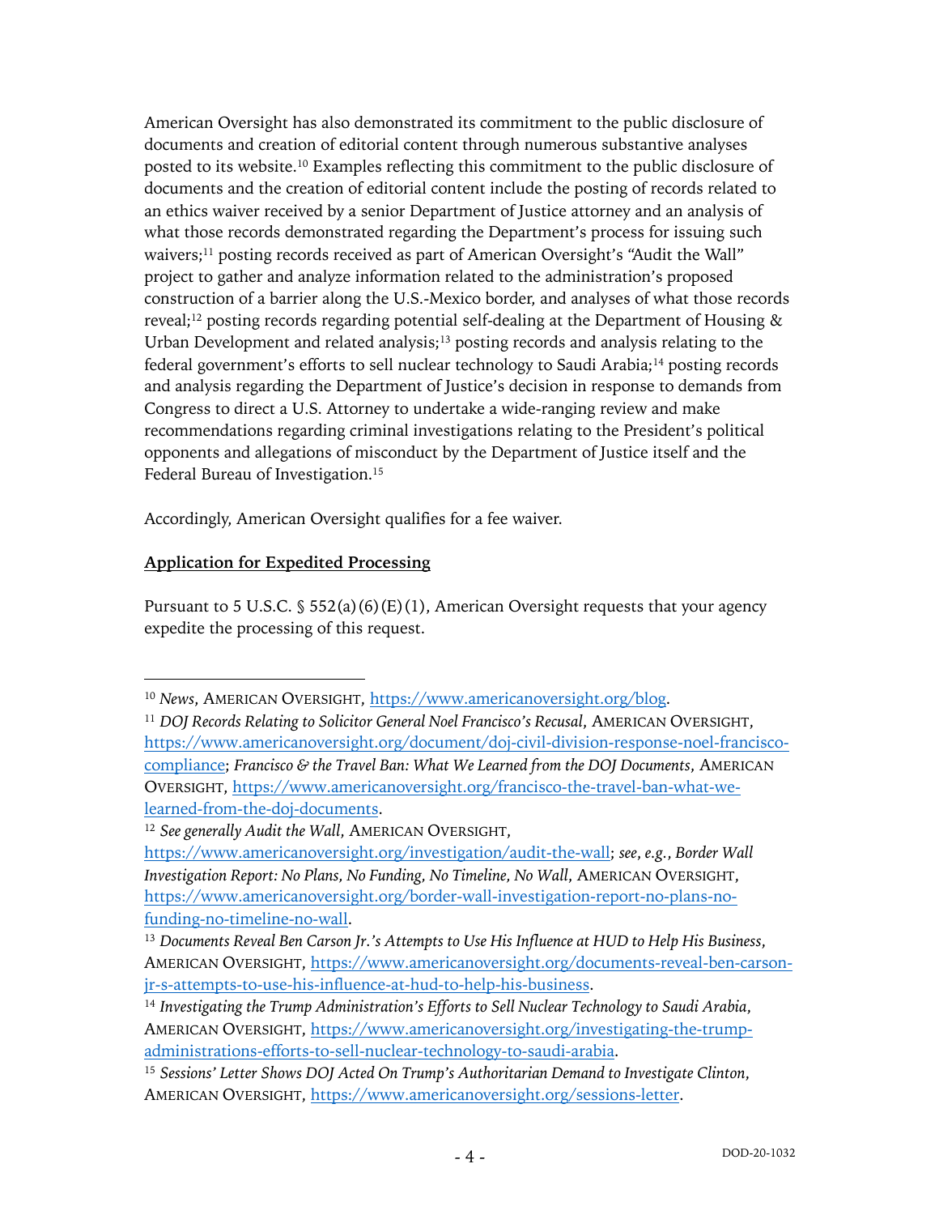American Oversight has also demonstrated its commitment to the public disclosure of documents and creation of editorial content through numerous substantive analyses posted to its website.[10] Examples reflecting this commitment to the public disclosure of documents and the creation of editorial content include the posting of records related to an ethics waiver received by a senior Department of Justice attorney and an analysis of what those records demonstrated regarding the Department's process for issuing such waivers;[11] posting records received as part of American Oversight's "Audit the Wall" project to gather and analyze information related to the administration's proposed construction of a barrier along the U.S.-Mexico border, and analyses of what those records reveal;[12] posting records regarding potential self-dealing at the Department of Housing & Urban Development and related analysis;[13] posting records and analysis relating to the federal government's efforts to sell nuclear technology to Saudi Arabia;[14] posting records and analysis regarding the Department of Justice's decision in response to demands from Congress to direct a U.S. Attorney to undertake a wide-ranging review and make recommendations regarding criminal investigations relating to the President's political opponents and allegations of misconduct by the Department of Justice itself and the Federal Bureau of Investigation.[15]

Accordingly, American Oversight qualifies for a fee waiver.

**Application for Expedited Processing**

Pursuant to 5 U.S.C. § 552(a)(6)(E)(1), American Oversight requests that your agency expedite the processing of this request.

---

[10] *News*, AMERICAN OVERSIGHT, https://www.americanoversight.org/blog.

[11] *DOJ Records Relating to Solicitor General Noel Francisco's Recusal*, AMERICAN OVERSIGHT, https://www.americanoversight.org/document/doj-civil-division-response-noel-francisco-compliance; *Francisco & the Travel Ban: What We Learned from the DOJ Documents*, AMERICAN OVERSIGHT, https://www.americanoversight.org/francisco-the-travel-ban-what-we-learned-from-the-doj-documents.

[12] *See generally Audit the Wall*, AMERICAN OVERSIGHT, https://www.americanoversight.org/investigation/audit-the-wall; *see, e.g.*, *Border Wall Investigation Report: No Plans, No Funding, No Timeline, No Wall*, AMERICAN OVERSIGHT, https://www.americanoversight.org/border-wall-investigation-report-no-plans-no-funding-no-timeline-no-wall.

[13] *Documents Reveal Ben Carson Jr.'s Attempts to Use His Influence at HUD to Help His Business*, AMERICAN OVERSIGHT, https://www.americanoversight.org/documents-reveal-ben-carson-jr-s-attempts-to-use-his-influence-at-hud-to-help-his-business.

[14] *Investigating the Trump Administration's Efforts to Sell Nuclear Technology to Saudi Arabia*, AMERICAN OVERSIGHT, https://www.americanoversight.org/investigating-the-trump-administrations-efforts-to-sell-nuclear-technology-to-saudi-arabia.

[15] *Sessions' Letter Shows DOJ Acted On Trump's Authoritarian Demand to Investigate Clinton*, AMERICAN OVERSIGHT, https://www.americanoversight.org/sessions-letter.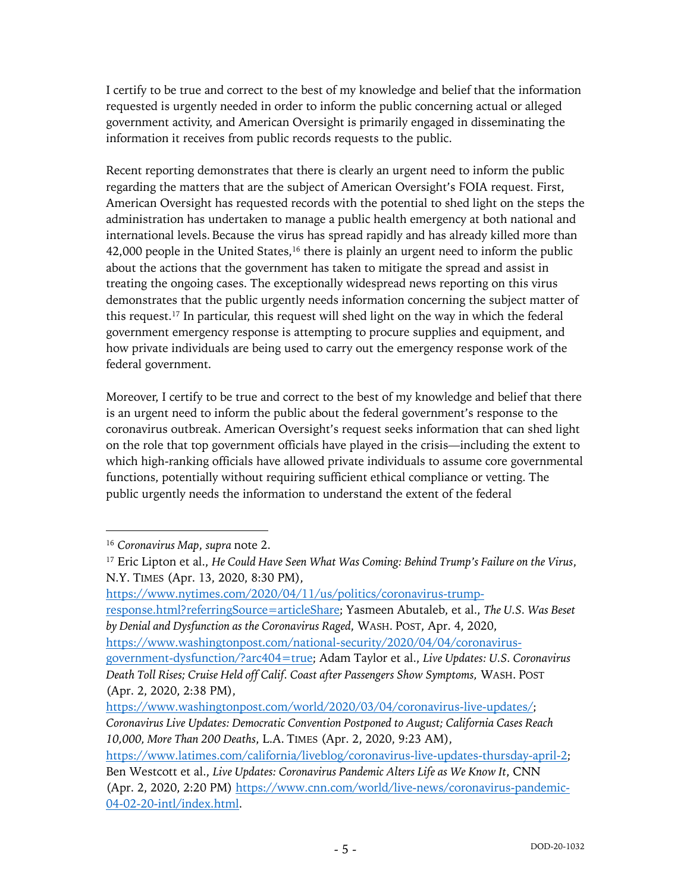I certify to be true and correct to the best of my knowledge and belief that the information requested is urgently needed in order to inform the public concerning actual or alleged government activity, and American Oversight is primarily engaged in disseminating the information it receives from public records requests to the public.

Recent reporting demonstrates that there is clearly an urgent need to inform the public regarding the matters that are the subject of American Oversight's FOIA request. First, American Oversight has requested records with the potential to shed light on the steps the administration has undertaken to manage a public health emergency at both national and international levels. Because the virus has spread rapidly and has already killed more than 42,000 people in the United States,[16] there is plainly an urgent need to inform the public about the actions that the government has taken to mitigate the spread and assist in treating the ongoing cases. The exceptionally widespread news reporting on this virus demonstrates that the public urgently needs information concerning the subject matter of this request.[17] In particular, this request will shed light on the way in which the federal government emergency response is attempting to procure supplies and equipment, and how private individuals are being used to carry out the emergency response work of the federal government.

Moreover, I certify to be true and correct to the best of my knowledge and belief that there is an urgent need to inform the public about the federal government's response to the coronavirus outbreak. American Oversight's request seeks information that can shed light on the role that top government officials have played in the crisis—including the extent to which high-ranking officials have allowed private individuals to assume core governmental functions, potentially without requiring sufficient ethical compliance or vetting. The public urgently needs the information to understand the extent of the federal

---

[16] *Coronavirus Map*, *supra* note 2.

[17] Eric Lipton et al., *He Could Have Seen What Was Coming: Behind Trump's Failure on the Virus*, N.Y. TIMES (Apr. 13, 2020, 8:30 PM), https://www.nytimes.com/2020/04/11/us/politics/coronavirus-trump-response.html?referringSource=articleShare; Yasmeen Abutaleb, et al., *The U.S. Was Beset by Denial and Dysfunction as the Coronavirus Raged*, WASH. POST, Apr. 4, 2020, https://www.washingtonpost.com/national-security/2020/04/04/coronavirus-government-dysfunction/?arc404=true; Adam Taylor et al., *Live Updates: U.S. Coronavirus Death Toll Rises; Cruise Held off Calif. Coast after Passengers Show Symptoms,* WASH. POST (Apr. 2, 2020, 2:38 PM), https://www.washingtonpost.com/world/2020/03/04/coronavirus-live-updates/; *Coronavirus Live Updates: Democratic Convention Postponed to August; California Cases Reach 10,000, More Than 200 Deaths*, L.A. TIMES (Apr. 2, 2020, 9:23 AM), https://www.latimes.com/california/liveblog/coronavirus-live-updates-thursday-april-2; Ben Westcott et al., *Live Updates: Coronavirus Pandemic Alters Life as We Know It*, CNN (Apr. 2, 2020, 2:20 PM) https://www.cnn.com/world/live-news/coronavirus-pandemic-04-02-20-intl/index.html.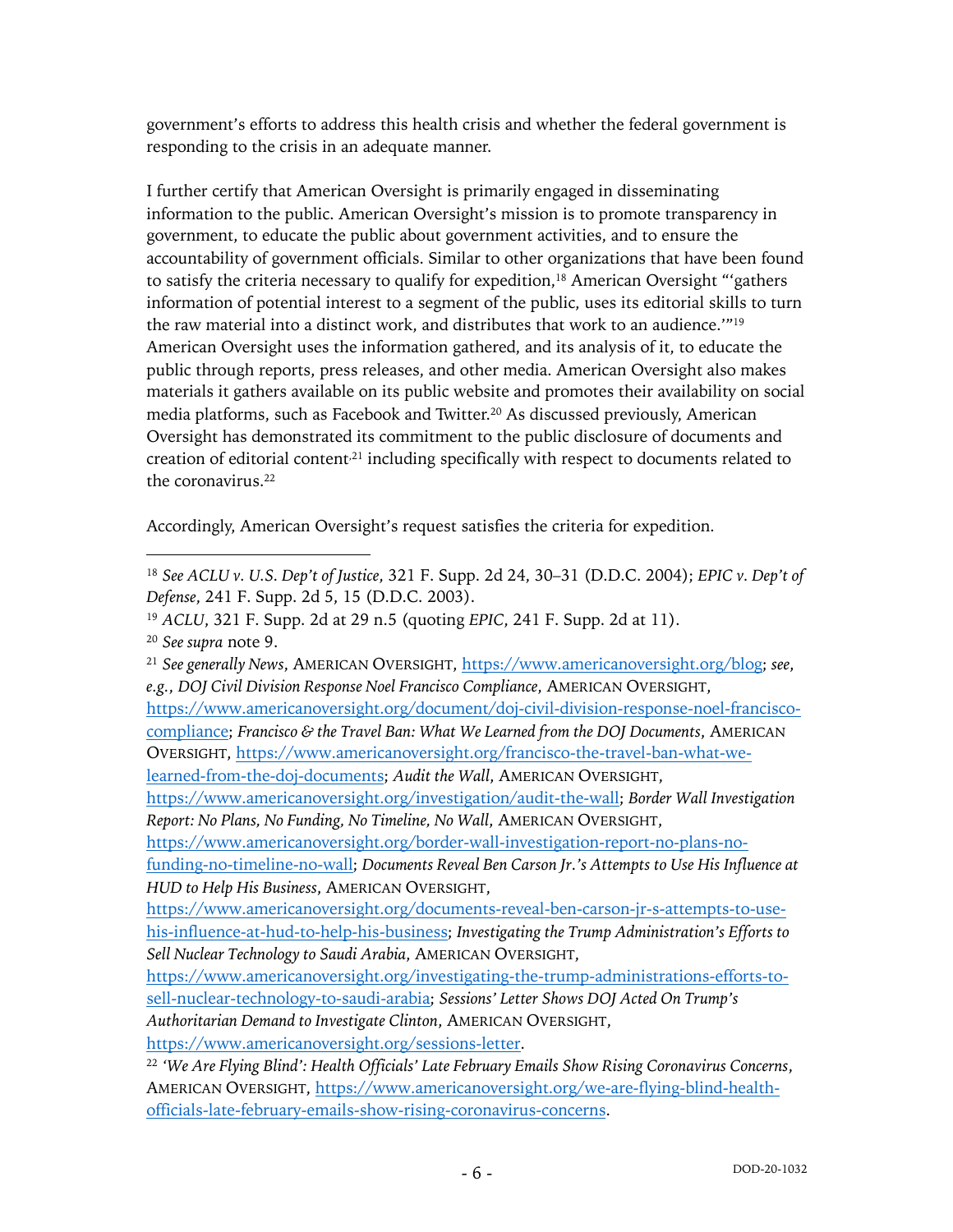government's efforts to address this health crisis and whether the federal government is responding to the crisis in an adequate manner.

I further certify that American Oversight is primarily engaged in disseminating information to the public. American Oversight's mission is to promote transparency in government, to educate the public about government activities, and to ensure the accountability of government officials. Similar to other organizations that have been found to satisfy the criteria necessary to qualify for expedition,[18] American Oversight "'gathers information of potential interest to a segment of the public, uses its editorial skills to turn the raw material into a distinct work, and distributes that work to an audience.'"[19] American Oversight uses the information gathered, and its analysis of it, to educate the public through reports, press releases, and other media. American Oversight also makes materials it gathers available on its public website and promotes their availability on social media platforms, such as Facebook and Twitter.[20] As discussed previously, American Oversight has demonstrated its commitment to the public disclosure of documents and creation of editorial content[21] including specifically with respect to documents related to the coronavirus.[22]

Accordingly, American Oversight's request satisfies the criteria for expedition.

---

[18] *See ACLU v. U.S. Dep't of Justice*, 321 F. Supp. 2d 24, 30–31 (D.D.C. 2004); *EPIC v. Dep't of Defense*, 241 F. Supp. 2d 5, 15 (D.D.C. 2003).

[19] *ACLU*, 321 F. Supp. 2d at 29 n.5 (quoting *EPIC*, 241 F. Supp. 2d at 11).

[20] *See supra* note 9.

[21] *See generally News*, AMERICAN OVERSIGHT, https://www.americanoversight.org/blog; *see, e.g.*, *DOJ Civil Division Response Noel Francisco Compliance*, AMERICAN OVERSIGHT, https://www.americanoversight.org/document/doj-civil-division-response-noel-francisco-compliance; *Francisco & the Travel Ban: What We Learned from the DOJ Documents*, AMERICAN OVERSIGHT, https://www.americanoversight.org/francisco-the-travel-ban-what-we-learned-from-the-doj-documents; *Audit the Wall*, AMERICAN OVERSIGHT, https://www.americanoversight.org/investigation/audit-the-wall; *Border Wall Investigation Report: No Plans, No Funding, No Timeline, No Wall*, AMERICAN OVERSIGHT, https://www.americanoversight.org/border-wall-investigation-report-no-plans-no-funding-no-timeline-no-wall; *Documents Reveal Ben Carson Jr.'s Attempts to Use His Influence at HUD to Help His Business*, AMERICAN OVERSIGHT, https://www.americanoversight.org/documents-reveal-ben-carson-jr-s-attempts-to-use-his-influence-at-hud-to-help-his-business; *Investigating the Trump Administration's Efforts to Sell Nuclear Technology to Saudi Arabia*, AMERICAN OVERSIGHT, https://www.americanoversight.org/investigating-the-trump-administrations-efforts-to-sell-nuclear-technology-to-saudi-arabia; *Sessions' Letter Shows DOJ Acted On Trump's Authoritarian Demand to Investigate Clinton*, AMERICAN OVERSIGHT, https://www.americanoversight.org/sessions-letter.

[22] *'We Are Flying Blind': Health Officials' Late February Emails Show Rising Coronavirus Concerns*, AMERICAN OVERSIGHT, https://www.americanoversight.org/we-are-flying-blind-health-officials-late-february-emails-show-rising-coronavirus-concerns.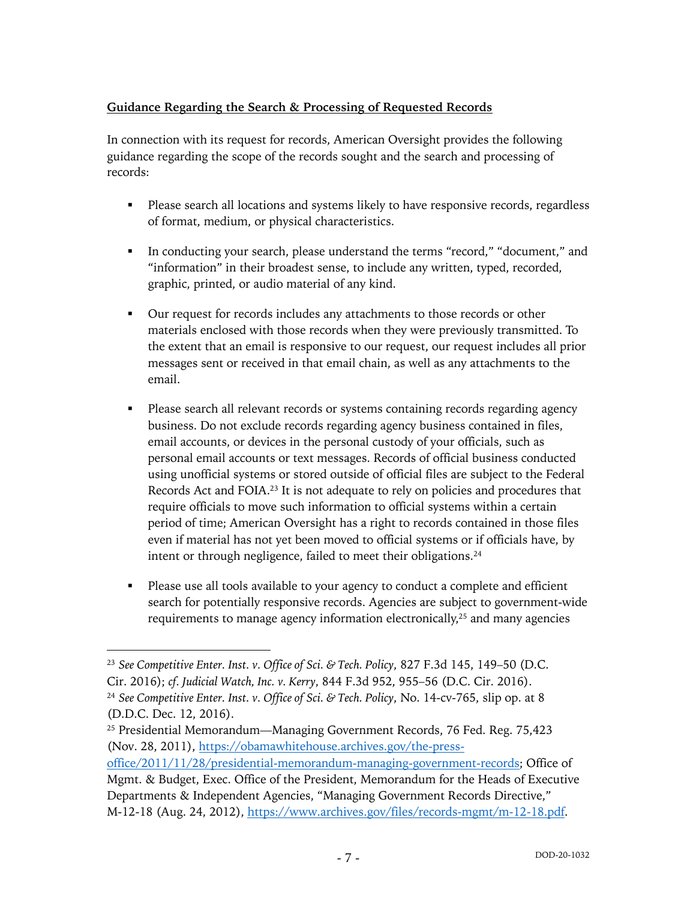**Guidance Regarding the Search & Processing of Requested Records**

In connection with its request for records, American Oversight provides the following guidance regarding the scope of the records sought and the search and processing of records:

- Please search all locations and systems likely to have responsive records, regardless of format, medium, or physical characteristics.

- In conducting your search, please understand the terms "record," "document," and "information" in their broadest sense, to include any written, typed, recorded, graphic, printed, or audio material of any kind.

- Our request for records includes any attachments to those records or other materials enclosed with those records when they were previously transmitted. To the extent that an email is responsive to our request, our request includes all prior messages sent or received in that email chain, as well as any attachments to the email.

- Please search all relevant records or systems containing records regarding agency business. Do not exclude records regarding agency business contained in files, email accounts, or devices in the personal custody of your officials, such as personal email accounts or text messages. Records of official business conducted using unofficial systems or stored outside of official files are subject to the Federal Records Act and FOIA.[23] It is not adequate to rely on policies and procedures that require officials to move such information to official systems within a certain period of time; American Oversight has a right to records contained in those files even if material has not yet been moved to official systems or if officials have, by intent or through negligence, failed to meet their obligations.[24]

- Please use all tools available to your agency to conduct a complete and efficient search for potentially responsive records. Agencies are subject to government-wide requirements to manage agency information electronically,[25] and many agencies

---

[23] *See Competitive Enter. Inst. v. Office of Sci. & Tech. Policy*, 827 F.3d 145, 149–50 (D.C. Cir. 2016); *cf. Judicial Watch, Inc. v. Kerry*, 844 F.3d 952, 955–56 (D.C. Cir. 2016).

[24] *See Competitive Enter. Inst. v. Office of Sci. & Tech. Policy*, No. 14-cv-765, slip op. at 8 (D.D.C. Dec. 12, 2016).

[25] Presidential Memorandum—Managing Government Records, 76 Fed. Reg. 75,423 (Nov. 28, 2011), https://obamawhitehouse.archives.gov/the-press-office/2011/11/28/presidential-memorandum-managing-government-records; Office of Mgmt. & Budget, Exec. Office of the President, Memorandum for the Heads of Executive Departments & Independent Agencies, "Managing Government Records Directive," M-12-18 (Aug. 24, 2012), https://www.archives.gov/files/records-mgmt/m-12-18.pdf.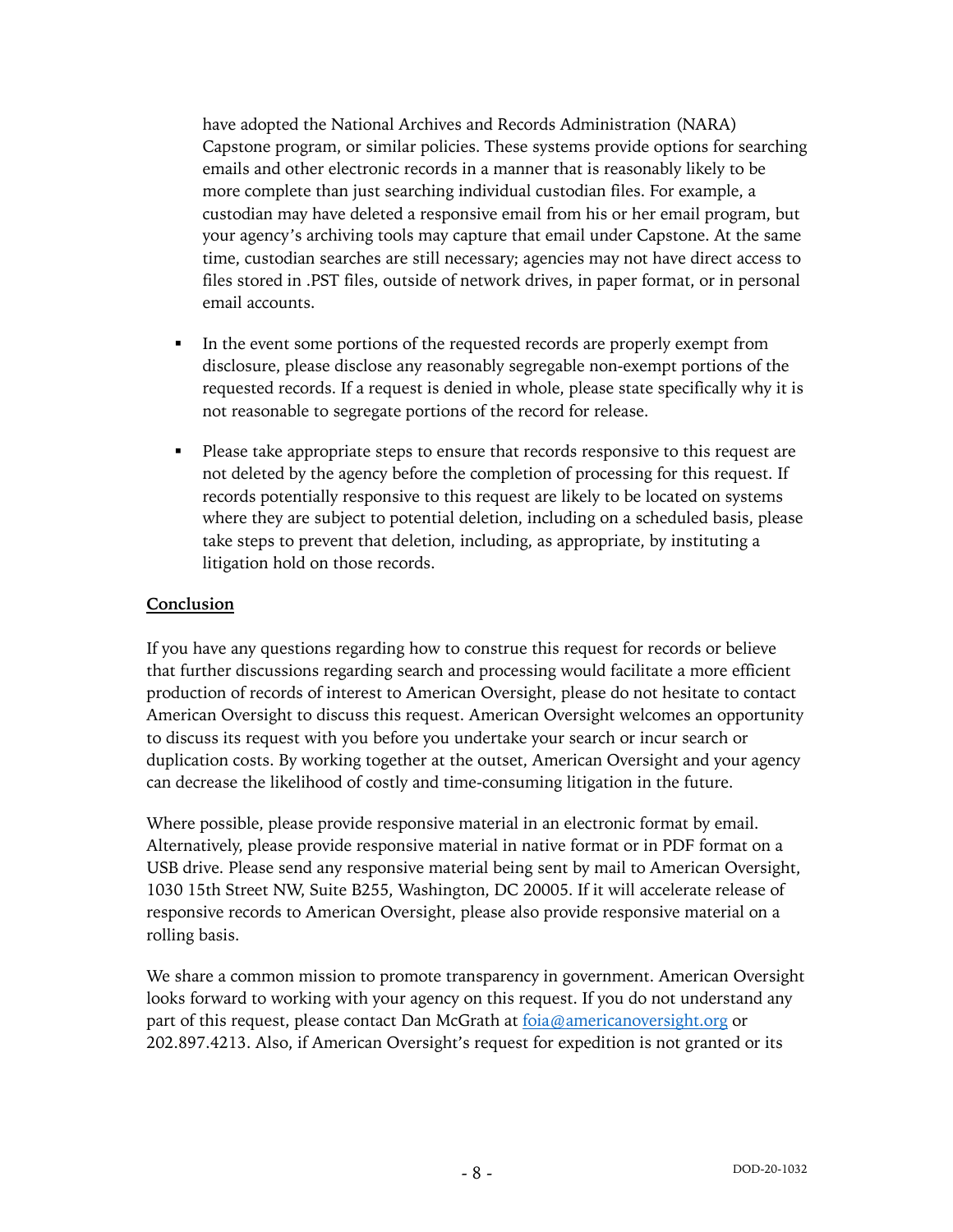have adopted the National Archives and Records Administration (NARA) Capstone program, or similar policies. These systems provide options for searching emails and other electronic records in a manner that is reasonably likely to be more complete than just searching individual custodian files. For example, a custodian may have deleted a responsive email from his or her email program, but your agency's archiving tools may capture that email under Capstone. At the same time, custodian searches are still necessary; agencies may not have direct access to files stored in .PST files, outside of network drives, in paper format, or in personal email accounts.

- In the event some portions of the requested records are properly exempt from disclosure, please disclose any reasonably segregable non-exempt portions of the requested records. If a request is denied in whole, please state specifically why it is not reasonable to segregate portions of the record for release.

- Please take appropriate steps to ensure that records responsive to this request are not deleted by the agency before the completion of processing for this request. If records potentially responsive to this request are likely to be located on systems where they are subject to potential deletion, including on a scheduled basis, please take steps to prevent that deletion, including, as appropriate, by instituting a litigation hold on those records.

## Conclusion

If you have any questions regarding how to construe this request for records or believe that further discussions regarding search and processing would facilitate a more efficient production of records of interest to American Oversight, please do not hesitate to contact American Oversight to discuss this request. American Oversight welcomes an opportunity to discuss its request with you before you undertake your search or incur search or duplication costs. By working together at the outset, American Oversight and your agency can decrease the likelihood of costly and time-consuming litigation in the future.

Where possible, please provide responsive material in an electronic format by email. Alternatively, please provide responsive material in native format or in PDF format on a USB drive. Please send any responsive material being sent by mail to American Oversight, 1030 15th Street NW, Suite B255, Washington, DC 20005. If it will accelerate release of responsive records to American Oversight, please also provide responsive material on a rolling basis.

We share a common mission to promote transparency in government. American Oversight looks forward to working with your agency on this request. If you do not understand any part of this request, please contact Dan McGrath at foia@americanoversight.org or 202.897.4213. Also, if American Oversight's request for expedition is not granted or its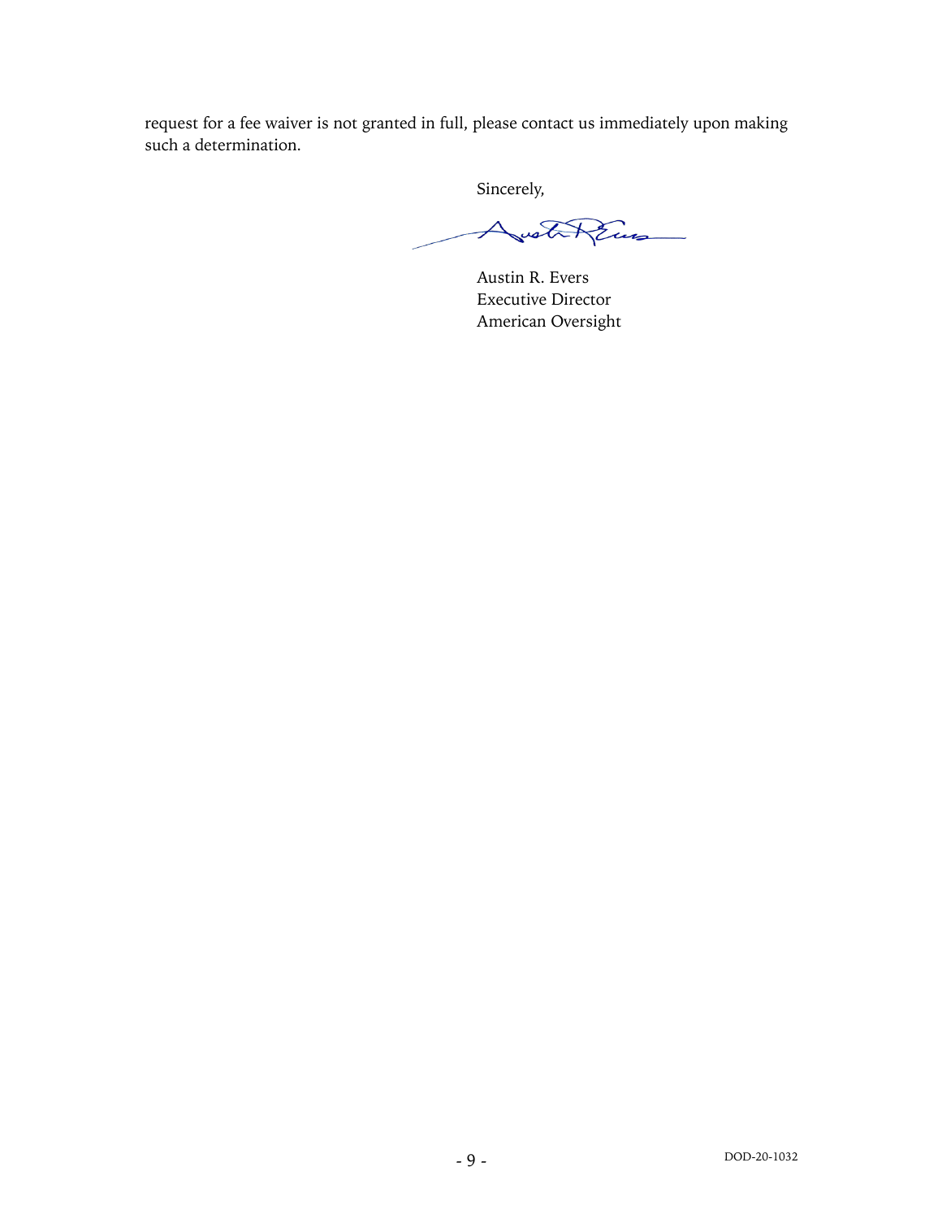request for a fee waiver is not granted in full, please contact us immediately upon making such a determination.

Sincerely,

Austin R. Evers
Executive Director
American Oversight